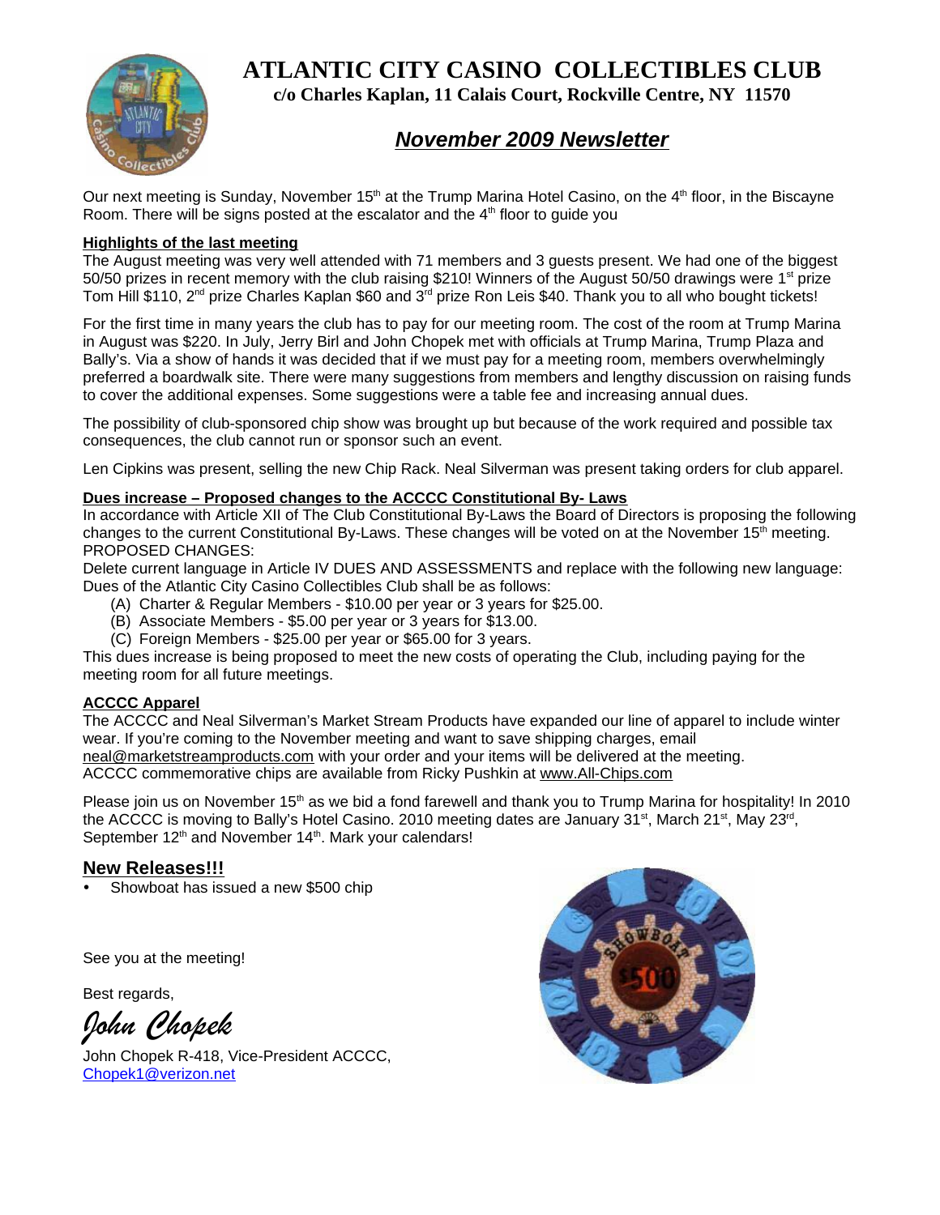# ATLANTIC CITY CASINO COLLECTIBLES CLUB

**c/o Charles Kaplan, 11 Calais Court, Rockville Centre, NY 11570**

## *November 2009 Newsletter*

Our next meeting is Sunday, November 15th at the Trump Marina Hotel Casino, on the 4th floor, in the Biscayne Room. There will be signs posted at the escalator and the 4th floor to guide you

**Highlights of the last meeting**

The August meeting was very well attended with 71 members and 3 guests present. We had one of the biggest 50/50 prizes in recent memory with the club raising $210! Winners of the August 50/50 drawings were 1st prize Tom Hill $110, 2nd prize Charles Kaplan $60 and 3rd prize Ron Leis $40. Thank you to all who bought tickets!

For the first time in many years the club has to pay for our meeting room. The cost of the room at Trump Marina in August was $220. In July, Jerry Birl and John Chopek met with officials at Trump Marina, Trump Plaza and Bally's. Via a show of hands it was decided that if we must pay for a meeting room, members overwhelmingly preferred a boardwalk site. There were many suggestions from members and lengthy discussion on raising funds to cover the additional expenses. Some suggestions were a table fee and increasing annual dues.

The possibility of club-sponsored chip show was brought up but because of the work required and possible tax consequences, the club cannot run or sponsor such an event.

Len Cipkins was present, selling the new Chip Rack. Neal Silverman was present taking orders for club apparel.

**Dues increase – Proposed changes to the ACCCC Constitutional By- Laws**

In accordance with Article XII of The Club Constitutional By-Laws the Board of Directors is proposing the following changes to the current Constitutional By-Laws. These changes will be voted on at the November 15th meeting.

PROPOSED CHANGES:

Delete current language in Article IV DUES AND ASSESSMENTS and replace with the following new language:

Dues of the Atlantic City Casino Collectibles Club shall be as follows:

(A) Charter & Regular Members - $10.00 per year or 3 years for $25.00.
(B) Associate Members - $5.00 per year or 3 years for $13.00.
(C) Foreign Members - $25.00 per year or $65.00 for 3 years.

This dues increase is being proposed to meet the new costs of operating the Club, including paying for the meeting room for all future meetings.

**ACCCC Apparel**

The ACCCC and Neal Silverman's Market Stream Products have expanded our line of apparel to include winter wear. If you're coming to the November meeting and want to save shipping charges, email neal@marketstreamproducts.com with your order and your items will be delivered at the meeting.

ACCCC commemorative chips are available from Ricky Pushkin at www.All-Chips.com

Please join us on November 15th as we bid a fond farewell and thank you to Trump Marina for hospitality! In 2010 the ACCCC is moving to Bally's Hotel Casino. 2010 meeting dates are January 31st, March 21st, May 23rd, September 12th and November 14th. Mark your calendars!

## New Releases!!!

- Showboat has issued a new $500 chip

See you at the meeting!

Best regards,

*John Chopek*

John Chopek R-418, Vice-President ACCCC,
Chopek1@verizon.net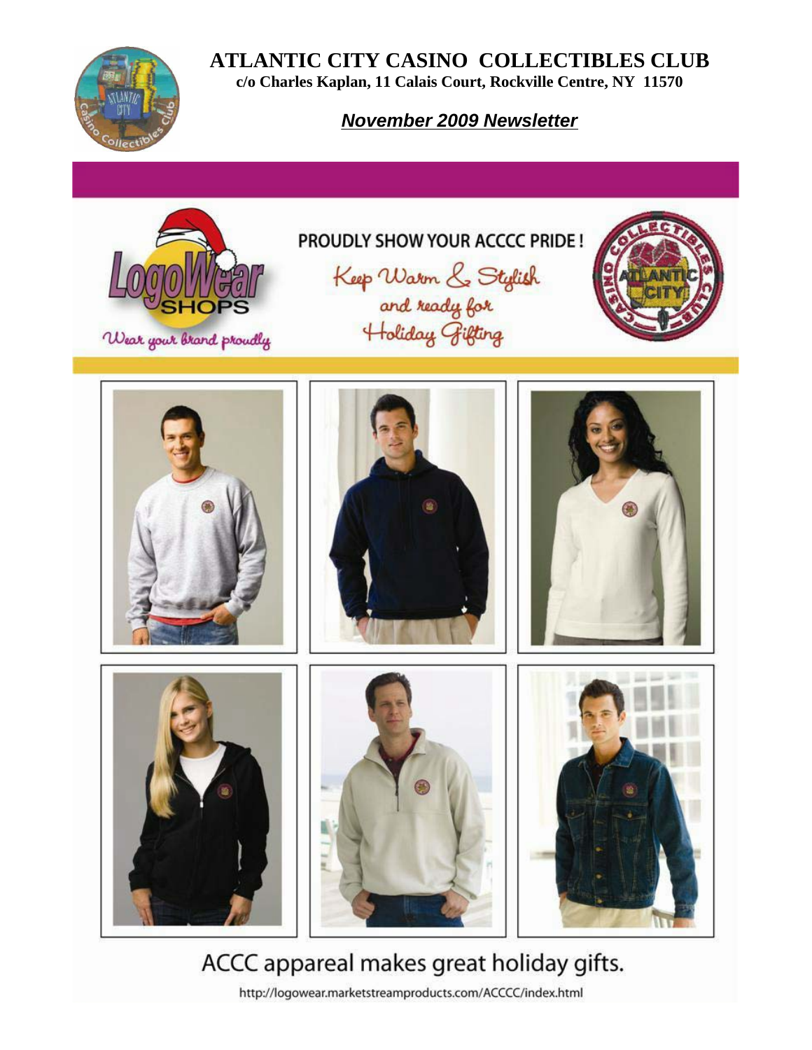# ATLANTIC CITY CASINO COLLECTIBLES CLUB

**c/o Charles Kaplan, 11 Calais Court, Rockville Centre, NY 11570**

***November 2009 Newsletter***

LogoWear SHOPS

Wear your brand proudly

PROUDLY SHOW YOUR ACCCC PRIDE!

Keep Warm & Stylish and ready for Holiday Gifting

ACCC appareal makes great holiday gifts.

http://logowear.marketstreamproducts.com/ACCCC/index.html